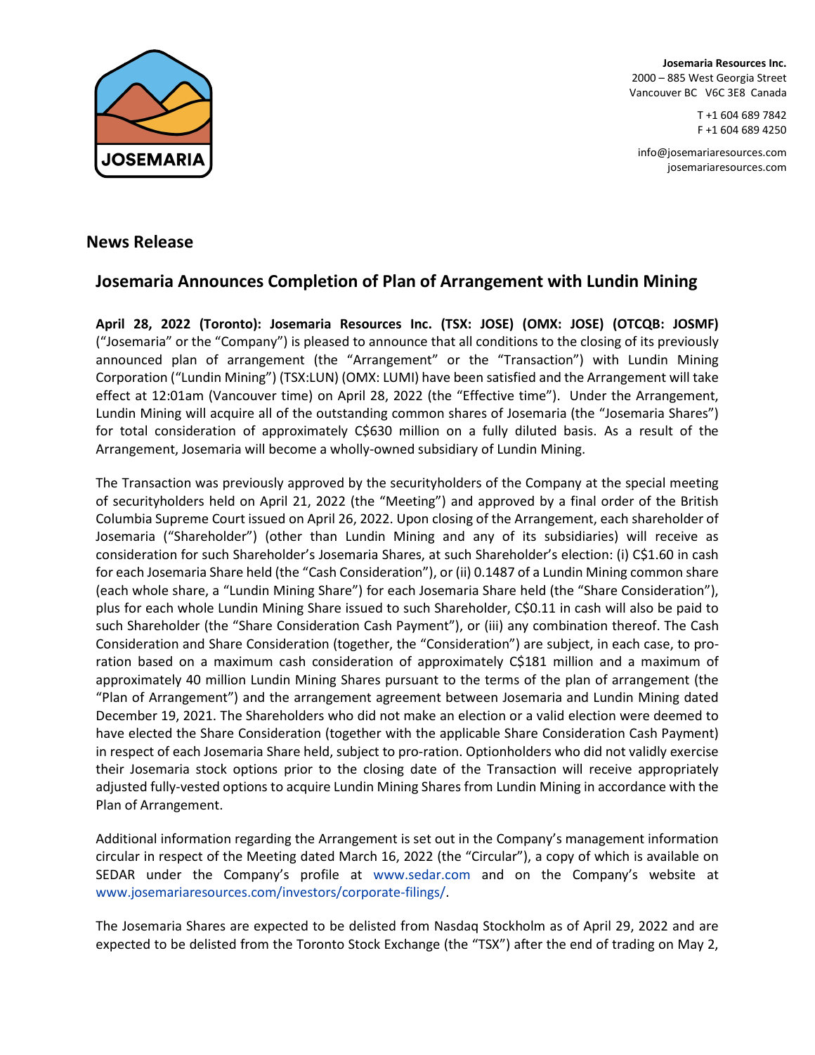**Josemaria Resources Inc.**
2000 – 885 West Georgia Street
Vancouver BC V6C 3E8 Canada

T +1 604 689 7842
F +1 604 689 4250

info@josemariaresources.com
josemariaresources.com

## News Release

# Josemaria Announces Completion of Plan of Arrangement with Lundin Mining

**April 28, 2022 (Toronto): Josemaria Resources Inc. (TSX: JOSE) (OMX: JOSE) (OTCQB: JOSMF)** ("Josemaria" or the "Company") is pleased to announce that all conditions to the closing of its previously announced plan of arrangement (the "Arrangement" or the "Transaction") with Lundin Mining Corporation ("Lundin Mining") (TSX:LUN) (OMX: LUMI) have been satisfied and the Arrangement will take effect at 12:01am (Vancouver time) on April 28, 2022 (the "Effective time"). Under the Arrangement, Lundin Mining will acquire all of the outstanding common shares of Josemaria (the "Josemaria Shares") for total consideration of approximately C$630 million on a fully diluted basis. As a result of the Arrangement, Josemaria will become a wholly-owned subsidiary of Lundin Mining.

The Transaction was previously approved by the securityholders of the Company at the special meeting of securityholders held on April 21, 2022 (the "Meeting") and approved by a final order of the British Columbia Supreme Court issued on April 26, 2022. Upon closing of the Arrangement, each shareholder of Josemaria ("Shareholder") (other than Lundin Mining and any of its subsidiaries) will receive as consideration for such Shareholder's Josemaria Shares, at such Shareholder's election: (i) C$1.60 in cash for each Josemaria Share held (the "Cash Consideration"), or (ii) 0.1487 of a Lundin Mining common share (each whole share, a "Lundin Mining Share") for each Josemaria Share held (the "Share Consideration"), plus for each whole Lundin Mining Share issued to such Shareholder, C$0.11 in cash will also be paid to such Shareholder (the "Share Consideration Cash Payment"), or (iii) any combination thereof. The Cash Consideration and Share Consideration (together, the "Consideration") are subject, in each case, to pro-ration based on a maximum cash consideration of approximately C$181 million and a maximum of approximately 40 million Lundin Mining Shares pursuant to the terms of the plan of arrangement (the "Plan of Arrangement") and the arrangement agreement between Josemaria and Lundin Mining dated December 19, 2021. The Shareholders who did not make an election or a valid election were deemed to have elected the Share Consideration (together with the applicable Share Consideration Cash Payment) in respect of each Josemaria Share held, subject to pro-ration. Optionholders who did not validly exercise their Josemaria stock options prior to the closing date of the Transaction will receive appropriately adjusted fully-vested options to acquire Lundin Mining Shares from Lundin Mining in accordance with the Plan of Arrangement.

Additional information regarding the Arrangement is set out in the Company's management information circular in respect of the Meeting dated March 16, 2022 (the "Circular"), a copy of which is available on SEDAR under the Company's profile at www.sedar.com and on the Company's website at www.josemariaresources.com/investors/corporate-filings/.

The Josemaria Shares are expected to be delisted from Nasdaq Stockholm as of April 29, 2022 and are expected to be delisted from the Toronto Stock Exchange (the "TSX") after the end of trading on May 2,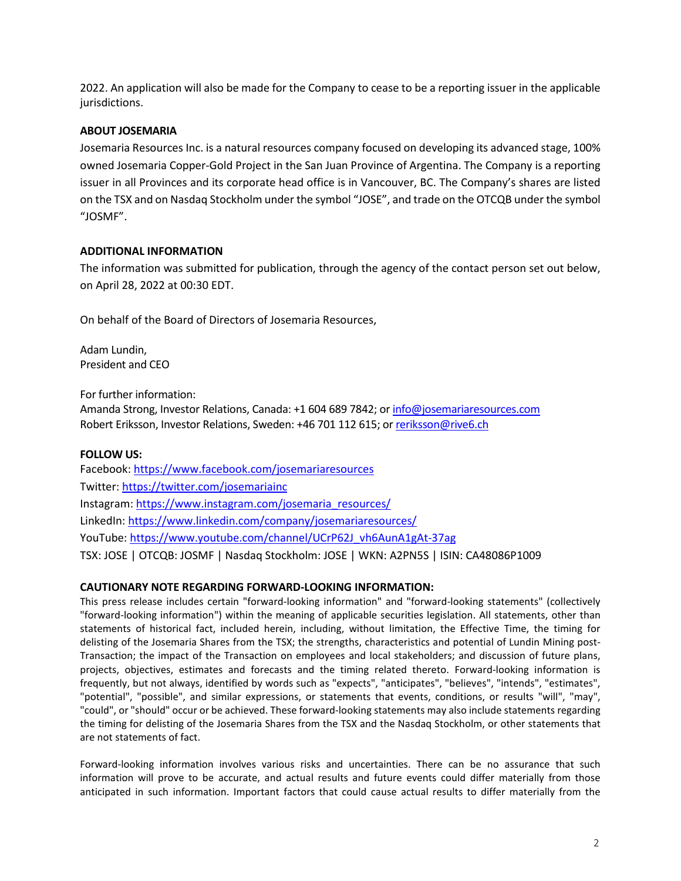2022. An application will also be made for the Company to cease to be a reporting issuer in the applicable jurisdictions.

**ABOUT JOSEMARIA**

Josemaria Resources Inc. is a natural resources company focused on developing its advanced stage, 100% owned Josemaria Copper-Gold Project in the San Juan Province of Argentina. The Company is a reporting issuer in all Provinces and its corporate head office is in Vancouver, BC. The Company's shares are listed on the TSX and on Nasdaq Stockholm under the symbol "JOSE", and trade on the OTCQB under the symbol "JOSMF".

**ADDITIONAL INFORMATION**

The information was submitted for publication, through the agency of the contact person set out below, on April 28, 2022 at 00:30 EDT.

On behalf of the Board of Directors of Josemaria Resources,

Adam Lundin,
President and CEO

For further information:
Amanda Strong, Investor Relations, Canada: +1 604 689 7842; or info@josemariaresources.com
Robert Eriksson, Investor Relations, Sweden: +46 701 112 615; or reriksson@rive6.ch

**FOLLOW US:**

Facebook: https://www.facebook.com/josemariaresources
Twitter: https://twitter.com/josemariainc
Instagram: https://www.instagram.com/josemaria_resources/
LinkedIn: https://www.linkedin.com/company/josemariaresources/
YouTube: https://www.youtube.com/channel/UCrP62J_vh6AunA1gAt-37ag
TSX: JOSE | OTCQB: JOSMF | Nasdaq Stockholm: JOSE | WKN: A2PN5S | ISIN: CA48086P1009

**CAUTIONARY NOTE REGARDING FORWARD-LOOKING INFORMATION:**

This press release includes certain "forward-looking information" and "forward-looking statements" (collectively "forward-looking information") within the meaning of applicable securities legislation. All statements, other than statements of historical fact, included herein, including, without limitation, the Effective Time, the timing for delisting of the Josemaria Shares from the TSX; the strengths, characteristics and potential of Lundin Mining post-Transaction; the impact of the Transaction on employees and local stakeholders; and discussion of future plans, projects, objectives, estimates and forecasts and the timing related thereto. Forward-looking information is frequently, but not always, identified by words such as "expects", "anticipates", "believes", "intends", "estimates", "potential", "possible", and similar expressions, or statements that events, conditions, or results "will", "may", "could", or "should" occur or be achieved. These forward-looking statements may also include statements regarding the timing for delisting of the Josemaria Shares from the TSX and the Nasdaq Stockholm, or other statements that are not statements of fact.

Forward-looking information involves various risks and uncertainties. There can be no assurance that such information will prove to be accurate, and actual results and future events could differ materially from those anticipated in such information. Important factors that could cause actual results to differ materially from the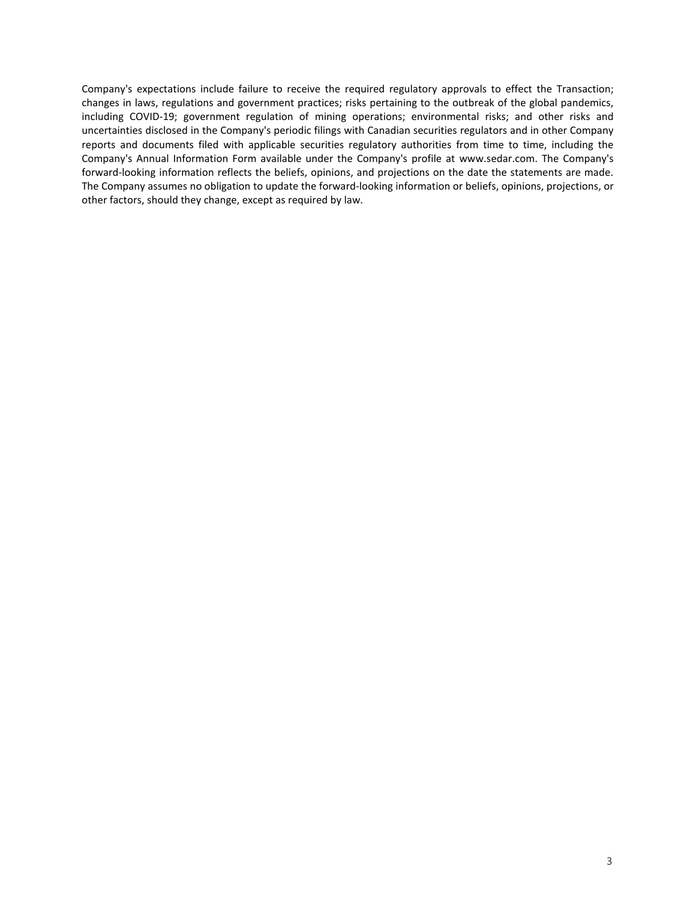Company's expectations include failure to receive the required regulatory approvals to effect the Transaction; changes in laws, regulations and government practices; risks pertaining to the outbreak of the global pandemics, including COVID-19; government regulation of mining operations; environmental risks; and other risks and uncertainties disclosed in the Company's periodic filings with Canadian securities regulators and in other Company reports and documents filed with applicable securities regulatory authorities from time to time, including the Company's Annual Information Form available under the Company's profile at www.sedar.com. The Company's forward-looking information reflects the beliefs, opinions, and projections on the date the statements are made. The Company assumes no obligation to update the forward-looking information or beliefs, opinions, projections, or other factors, should they change, except as required by law.